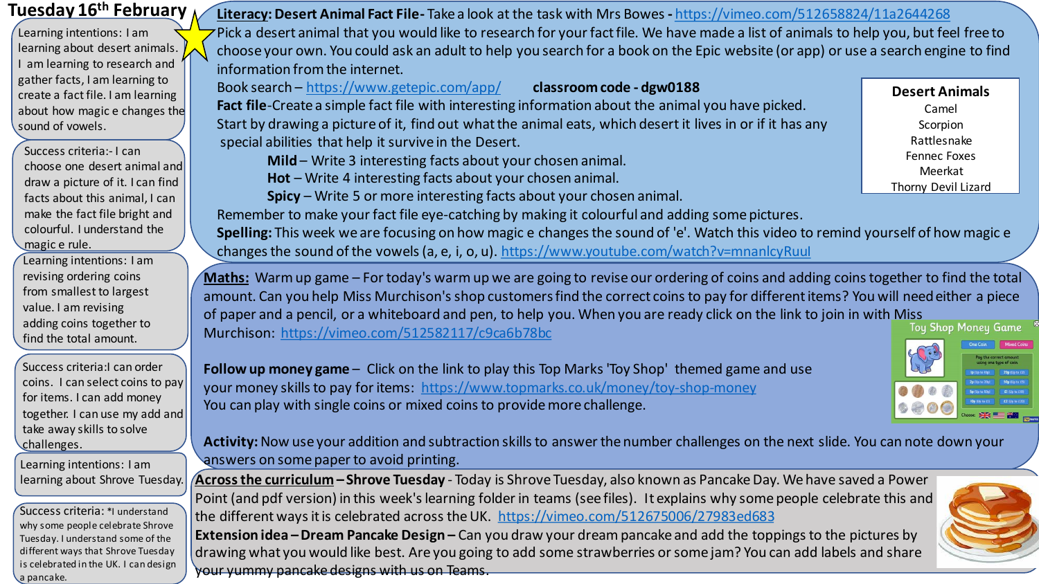# Tuesday 16th February

Learning intentions: I am learning about desert animals. I am learning to research and gather facts, I am learning to create a fact file. I am learning about how magic e changes the sound of vowels.

Success criteria:- I can choose one desert animal and draw a picture of it. I can find facts about this animal, I can make the fact file bright and colourful. I understand the magic e rule.

**Literacy: Desert Animal Fact File** - Take a look at the task with Mrs Bowes - https://vimeo.com/512658824/11a2644268

Pick a desert animal that you would like to research for your fact file. We have made a list of animals to help you, but feel free to choose your own. You could ask an adult to help you search for a book on the Epic website (or app) or use a search engine to find information from the internet.

Book search – https://www.getepic.com/app/ **classroom code - dgw0188**

**Fact file**-Create a simple fact file with interesting information about the animal you have picked. Start by drawing a picture of it, find out what the animal eats, which desert it lives in or if it has any special abilities that help it survive in the Desert.

- **Mild** – Write 3 interesting facts about your chosen animal.
- **Hot** – Write 4 interesting facts about your chosen animal.
- **Spicy** – Write 5 or more interesting facts about your chosen animal.

**Desert Animals**
- Camel
- Scorpion
- Rattlesnake
- Fennec Foxes
- Meerkat
- Thorny Devil Lizard

Remember to make your fact file eye-catching by making it colourful and adding some pictures.

**Spelling:** This week we are focusing on how magic e changes the sound of 'e'. Watch this video to remind yourself of how magic e changes the sound of the vowels (a, e, i, o, u). https://www.youtube.com/watch?v=mnanlcyRuuI

Learning intentions: I am revising ordering coins from smallest to largest value. I am revising adding coins together to find the total amount.

Success criteria:I can order coins. I can select coins to pay for items. I can add money together. I can use my add and take away skills to solve challenges.

**Maths:** Warm up game – For today's warm up we are going to revise our ordering of coins and adding coins together to find the total amount. Can you help Miss Murchison's shop customers find the correct coins to pay for different items? You will need either a piece of paper and a pencil, or a whiteboard and pen, to help you. When you are ready click on the link to join in with Miss Murchison: https://vimeo.com/512582117/c9ca6b78bc

**Follow up money game** – Click on the link to play this Top Marks 'Toy Shop' themed game and use your money skills to pay for items: https://www.topmarks.co.uk/money/toy-shop-money
You can play with single coins or mixed coins to provide more challenge.

**Activity:** Now use your addition and subtraction skills to answer the number challenges on the next slide. You can note down your answers on some paper to avoid printing.

Learning intentions: I am learning about Shrove Tuesday.

Success criteria: *I understand why some people celebrate Shrove Tuesday. I understand some of the different ways that Shrove Tuesday is celebrated in the UK. I can design a pancake.

**Across the curriculum – Shrove Tuesday** - Today is Shrove Tuesday, also known as Pancake Day. We have saved a Power Point (and pdf version) in this week's learning folder in teams (see files). It explains why some people celebrate this and the different ways it is celebrated across the UK. https://vimeo.com/512675006/27983ed683

**Extension idea – Dream Pancake Design** – Can you draw your dream pancake and add the toppings to the pictures by drawing what you would like best. Are you going to add some strawberries or some jam? You can add labels and share your yummy pancake designs with us on Teams.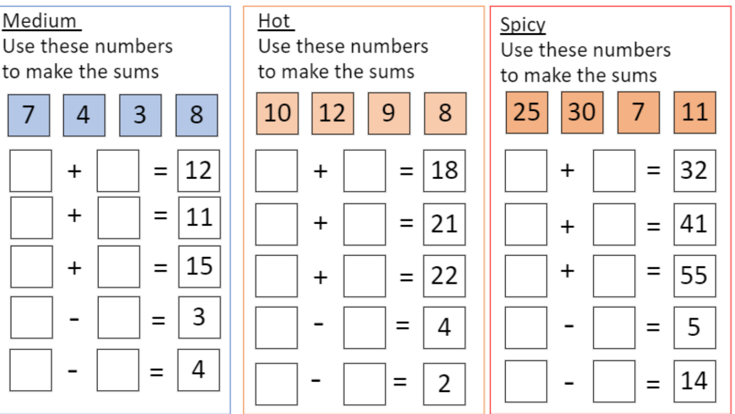## Medium

Use these numbers to make the sums

7 4 3 8

| | | | | |
|---|---|---|---|---|
| ☐ | + | ☐ | = | 12 |
| ☐ | + | ☐ | = | 11 |
| ☐ | + | ☐ | = | 15 |
| ☐ | - | ☐ | = | 3 |
| ☐ | - | ☐ | = | 4 |

## Hot

Use these numbers to make the sums

10 12 9 8

| | | | | |
|---|---|---|---|---|
| ☐ | + | ☐ | = | 18 |
| ☐ | + | ☐ | = | 21 |
| ☐ | + | ☐ | = | 22 |
| ☐ | - | ☐ | = | 4 |
| ☐ | - | ☐ | = | 2 |

## Spicy

Use these numbers to make the sums

25 30 7 11

| | | | | |
|---|---|---|---|---|
| ☐ | + | ☐ | = | 32 |
| ☐ | + | ☐ | = | 41 |
| ☐ | + | ☐ | = | 55 |
| ☐ | - | ☐ | = | 5 |
| ☐ | - | ☐ | = | 14 |